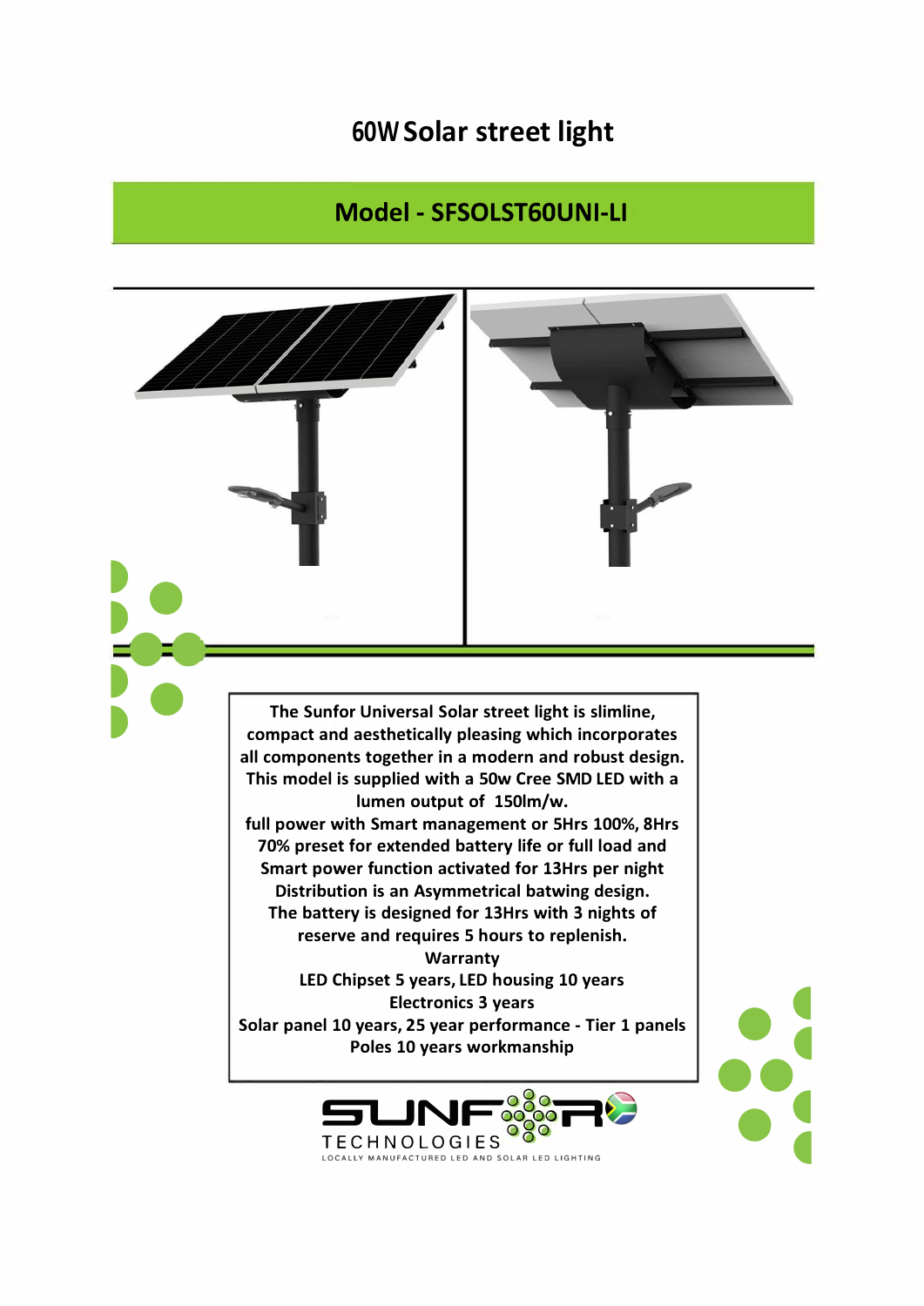# 60W Solar street light

## Model - SFSOLST60UNI-LI

**The Sunfor Universal Solar street light is slimline, compact and aesthetically pleasing which incorporates all components together in a modern and robust design. This model is supplied with a 50w Cree SMD LED with a lumen output of 150lm/w.**
**full power with Smart management or 5Hrs 100%, 8Hrs 70% preset for extended battery life or full load and Smart power function activated for 13Hrs per night**
**Distribution is an Asymmetrical batwing design.**
**The battery is designed for 13Hrs with 3 nights of reserve and requires 5 hours to replenish.**

**Warranty**

**LED Chipset 5 years, LED housing 10 years**
**Electronics 3 years**
**Solar panel 10 years, 25 year performance - Tier 1 panels**
**Poles 10 years workmanship**

SUNFOR TECHNOLOGIES
LOCALLY MANUFACTURED LED AND SOLAR LED LIGHTING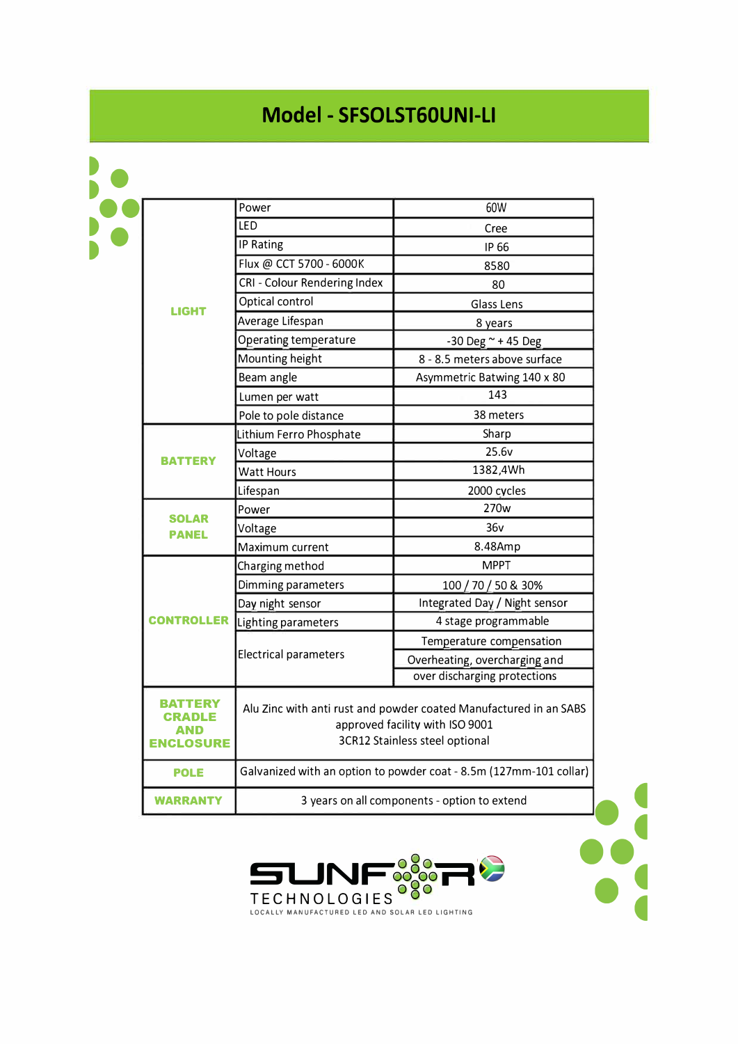# Model - SFSOLST60UNI-LI

| | | |
|---|---|---|
| **LIGHT** | Power | 60W |
| | LED | Cree |
| | IP Rating | IP 66 |
| | Flux @ CCT 5700 - 6000K | 8580 |
| | CRI - Colour Rendering Index | 80 |
| | Optical control | Glass Lens |
| | Average Lifespan | 8 years |
| | Operating temperature | -30 Deg ~ + 45 Deg |
| | Mounting height | 8 - 8.5 meters above surface |
| | Beam angle | Asymmetric Batwing 140 x 80 |
| | Lumen per watt | 143 |
| | Pole to pole distance | 38 meters |
| **BATTERY** | Lithium Ferro Phosphate | Sharp |
| | Voltage | 25.6v |
| | Watt Hours | 1382,4Wh |
| | Lifespan | 2000 cycles |
| **SOLAR PANEL** | Power | 270w |
| | Voltage | 36v |
| | Maximum current | 8.48Amp |
| **CONTROLLER** | Charging method | MPPT |
| | Dimming parameters | 100 / 70 / 50 & 30% |
| | Day night sensor | Integrated Day / Night sensor |
| | Lighting parameters | 4 stage programmable |
| | Electrical parameters | Temperature compensation |
| | | Overheating, overcharging and over discharging protections |
| **BATTERY CRADLE AND ENCLOSURE** | Alu Zinc with anti rust and powder coated Manufactured in an SABS approved facility with ISO 9001<br>3CR12 Stainless steel optional | |
| **POLE** | Galvanized with an option to powder coat - 8.5m (127mm-101 collar) | |
| **WARRANTY** | 3 years on all components - option to extend | |

SUNFOR TECHNOLOGIES

LOCALLY MANUFACTURED LED AND SOLAR LED LIGHTING